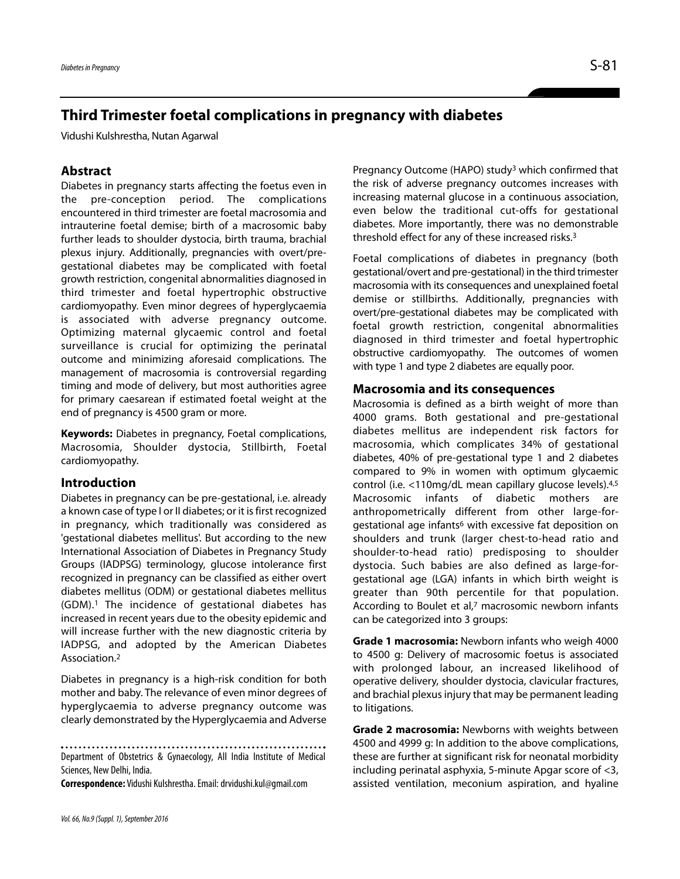# Third Trimester foetal complications in pregnancy with diabetes

Vidushi Kulshrestha, Nutan Agarwal

## Abstract

Diabetes in pregnancy starts affecting the foetus even in the pre-conception period. The complications encountered in third trimester are foetal macrosomia and intrauterine foetal demise; birth of a macrosomic baby further leads to shoulder dystocia, birth trauma, brachial plexus injury. Additionally, pregnancies with overt/pre-gestational diabetes may be complicated with foetal growth restriction, congenital abnormalities diagnosed in third trimester and foetal hypertrophic obstructive cardiomyopathy. Even minor degrees of hyperglycaemia is associated with adverse pregnancy outcome. Optimizing maternal glycaemic control and foetal surveillance is crucial for optimizing the perinatal outcome and minimizing aforesaid complications. The management of macrosomia is controversial regarding timing and mode of delivery, but most authorities agree for primary caesarean if estimated foetal weight at the end of pregnancy is 4500 gram or more.

**Keywords:** Diabetes in pregnancy, Foetal complications, Macrosomia, Shoulder dystocia, Stillbirth, Foetal cardiomyopathy.

## Introduction

Diabetes in pregnancy can be pre-gestational, i.e. already a known case of type I or II diabetes; or it is first recognized in pregnancy, which traditionally was considered as 'gestational diabetes mellitus'. But according to the new International Association of Diabetes in Pregnancy Study Groups (IADPSG) terminology, glucose intolerance first recognized in pregnancy can be classified as either overt diabetes mellitus (ODM) or gestational diabetes mellitus (GDM).[1] The incidence of gestational diabetes has increased in recent years due to the obesity epidemic and will increase further with the new diagnostic criteria by IADPSG, and adopted by the American Diabetes Association.[2]

Diabetes in pregnancy is a high-risk condition for both mother and baby. The relevance of even minor degrees of hyperglycaemia to adverse pregnancy outcome was clearly demonstrated by the Hyperglycaemia and Adverse Pregnancy Outcome (HAPO) study[3] which confirmed that the risk of adverse pregnancy outcomes increases with increasing maternal glucose in a continuous association, even below the traditional cut-offs for gestational diabetes. More importantly, there was no demonstrable threshold effect for any of these increased risks.[3]

Foetal complications of diabetes in pregnancy (both gestational/overt and pre-gestational) in the third trimester macrosomia with its consequences and unexplained foetal demise or stillbirths. Additionally, pregnancies with overt/pre-gestational diabetes may be complicated with foetal growth restriction, congenital abnormalities diagnosed in third trimester and foetal hypertrophic obstructive cardiomyopathy. The outcomes of women with type 1 and type 2 diabetes are equally poor.

### Macrosomia and its consequences

Macrosomia is defined as a birth weight of more than 4000 grams. Both gestational and pre-gestational diabetes mellitus are independent risk factors for macrosomia, which complicates 34% of gestational diabetes, 40% of pre-gestational type 1 and 2 diabetes compared to 9% in women with optimum glycaemic control (i.e. <110mg/dL mean capillary glucose levels).[4,5] Macrosomic infants of diabetic mothers are anthropometrically different from other large-for-gestational age infants[6] with excessive fat deposition on shoulders and trunk (larger chest-to-head ratio and shoulder-to-head ratio) predisposing to shoulder dystocia. Such babies are also defined as large-for-gestational age (LGA) infants in which birth weight is greater than 90th percentile for that population. According to Boulet et al,[7] macrosomic newborn infants can be categorized into 3 groups:

**Grade 1 macrosomia:** Newborn infants who weigh 4000 to 4500 g: Delivery of macrosomic foetus is associated with prolonged labour, an increased likelihood of operative delivery, shoulder dystocia, clavicular fractures, and brachial plexus injury that may be permanent leading to litigations.

**Grade 2 macrosomia:** Newborns with weights between 4500 and 4999 g: In addition to the above complications, these are further at significant risk for neonatal morbidity including perinatal asphyxia, 5-minute Apgar score of <3, assisted ventilation, meconium aspiration, and hyaline

Department of Obstetrics & Gynaecology, All India Institute of Medical Sciences, New Delhi, India.

**Correspondence:** Vidushi Kulshrestha. Email: drvidushi.kul@gmail.com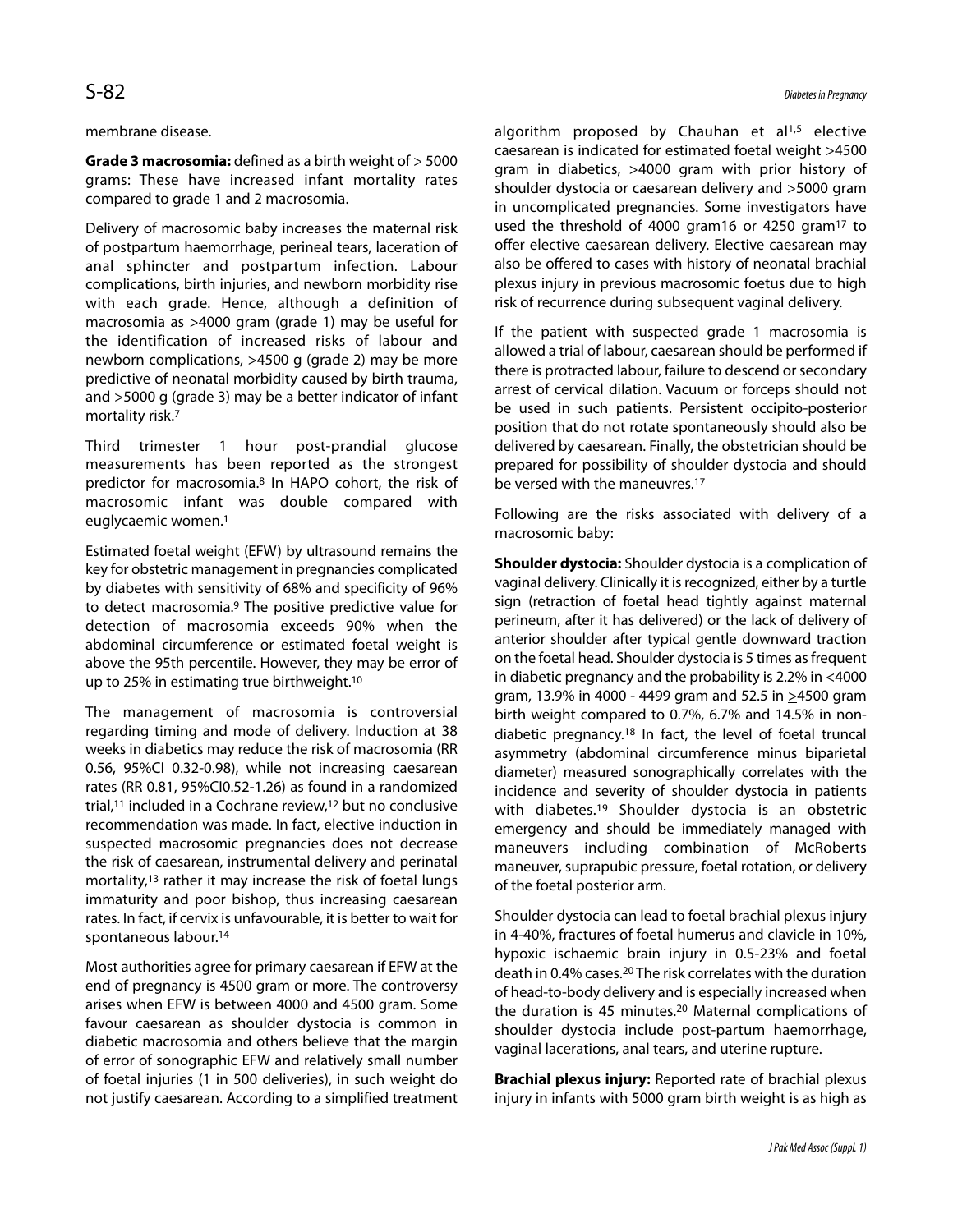membrane disease.

**Grade 3 macrosomia:** defined as a birth weight of > 5000 grams: These have increased infant mortality rates compared to grade 1 and 2 macrosomia.

Delivery of macrosomic baby increases the maternal risk of postpartum haemorrhage, perineal tears, laceration of anal sphincter and postpartum infection. Labour complications, birth injuries, and newborn morbidity rise with each grade. Hence, although a definition of macrosomia as >4000 gram (grade 1) may be useful for the identification of increased risks of labour and newborn complications, >4500 g (grade 2) may be more predictive of neonatal morbidity caused by birth trauma, and >5000 g (grade 3) may be a better indicator of infant mortality risk.[7]

Third trimester 1 hour post-prandial glucose measurements has been reported as the strongest predictor for macrosomia.[8] In HAPO cohort, the risk of macrosomic infant was double compared with euglycaemic women.[1]

Estimated foetal weight (EFW) by ultrasound remains the key for obstetric management in pregnancies complicated by diabetes with sensitivity of 68% and specificity of 96% to detect macrosomia.[9] The positive predictive value for detection of macrosomia exceeds 90% when the abdominal circumference or estimated foetal weight is above the 95th percentile. However, they may be error of up to 25% in estimating true birthweight.[10]

The management of macrosomia is controversial regarding timing and mode of delivery. Induction at 38 weeks in diabetics may reduce the risk of macrosomia (RR 0.56, 95%CI 0.32-0.98), while not increasing caesarean rates (RR 0.81, 95%CI0.52-1.26) as found in a randomized trial,[11] included in a Cochrane review,[12] but no conclusive recommendation was made. In fact, elective induction in suspected macrosomic pregnancies does not decrease the risk of caesarean, instrumental delivery and perinatal mortality,[13] rather it may increase the risk of foetal lungs immaturity and poor bishop, thus increasing caesarean rates. In fact, if cervix is unfavourable, it is better to wait for spontaneous labour.[14]

Most authorities agree for primary caesarean if EFW at the end of pregnancy is 4500 gram or more. The controversy arises when EFW is between 4000 and 4500 gram. Some favour caesarean as shoulder dystocia is common in diabetic macrosomia and others believe that the margin of error of sonographic EFW and relatively small number of foetal injuries (1 in 500 deliveries), in such weight do not justify caesarean. According to a simplified treatment algorithm proposed by Chauhan et al[1,5] elective caesarean is indicated for estimated foetal weight >4500 gram in diabetics, >4000 gram with prior history of shoulder dystocia or caesarean delivery and >5000 gram in uncomplicated pregnancies. Some investigators have used the threshold of 4000 gram[16] or 4250 gram[17] to offer elective caesarean delivery. Elective caesarean may also be offered to cases with history of neonatal brachial plexus injury in previous macrosomic foetus due to high risk of recurrence during subsequent vaginal delivery.

If the patient with suspected grade 1 macrosomia is allowed a trial of labour, caesarean should be performed if there is protracted labour, failure to descend or secondary arrest of cervical dilation. Vacuum or forceps should not be used in such patients. Persistent occipito-posterior position that do not rotate spontaneously should also be delivered by caesarean. Finally, the obstetrician should be prepared for possibility of shoulder dystocia and should be versed with the maneuvres.[17]

Following are the risks associated with delivery of a macrosomic baby:

**Shoulder dystocia:** Shoulder dystocia is a complication of vaginal delivery. Clinically it is recognized, either by a turtle sign (retraction of foetal head tightly against maternal perineum, after it has delivered) or the lack of delivery of anterior shoulder after typical gentle downward traction on the foetal head. Shoulder dystocia is 5 times as frequent in diabetic pregnancy and the probability is 2.2% in <4000 gram, 13.9% in 4000 - 4499 gram and 52.5 in ≥4500 gram birth weight compared to 0.7%, 6.7% and 14.5% in non-diabetic pregnancy.[18] In fact, the level of foetal truncal asymmetry (abdominal circumference minus biparietal diameter) measured sonographically correlates with the incidence and severity of shoulder dystocia in patients with diabetes.[19] Shoulder dystocia is an obstetric emergency and should be immediately managed with maneuvers including combination of McRoberts maneuver, suprapubic pressure, foetal rotation, or delivery of the foetal posterior arm.

Shoulder dystocia can lead to foetal brachial plexus injury in 4-40%, fractures of foetal humerus and clavicle in 10%, hypoxic ischaemic brain injury in 0.5-23% and foetal death in 0.4% cases.[20] The risk correlates with the duration of head-to-body delivery and is especially increased when the duration is 45 minutes.[20] Maternal complications of shoulder dystocia include post-partum haemorrhage, vaginal lacerations, anal tears, and uterine rupture.

**Brachial plexus injury:** Reported rate of brachial plexus injury in infants with 5000 gram birth weight is as high as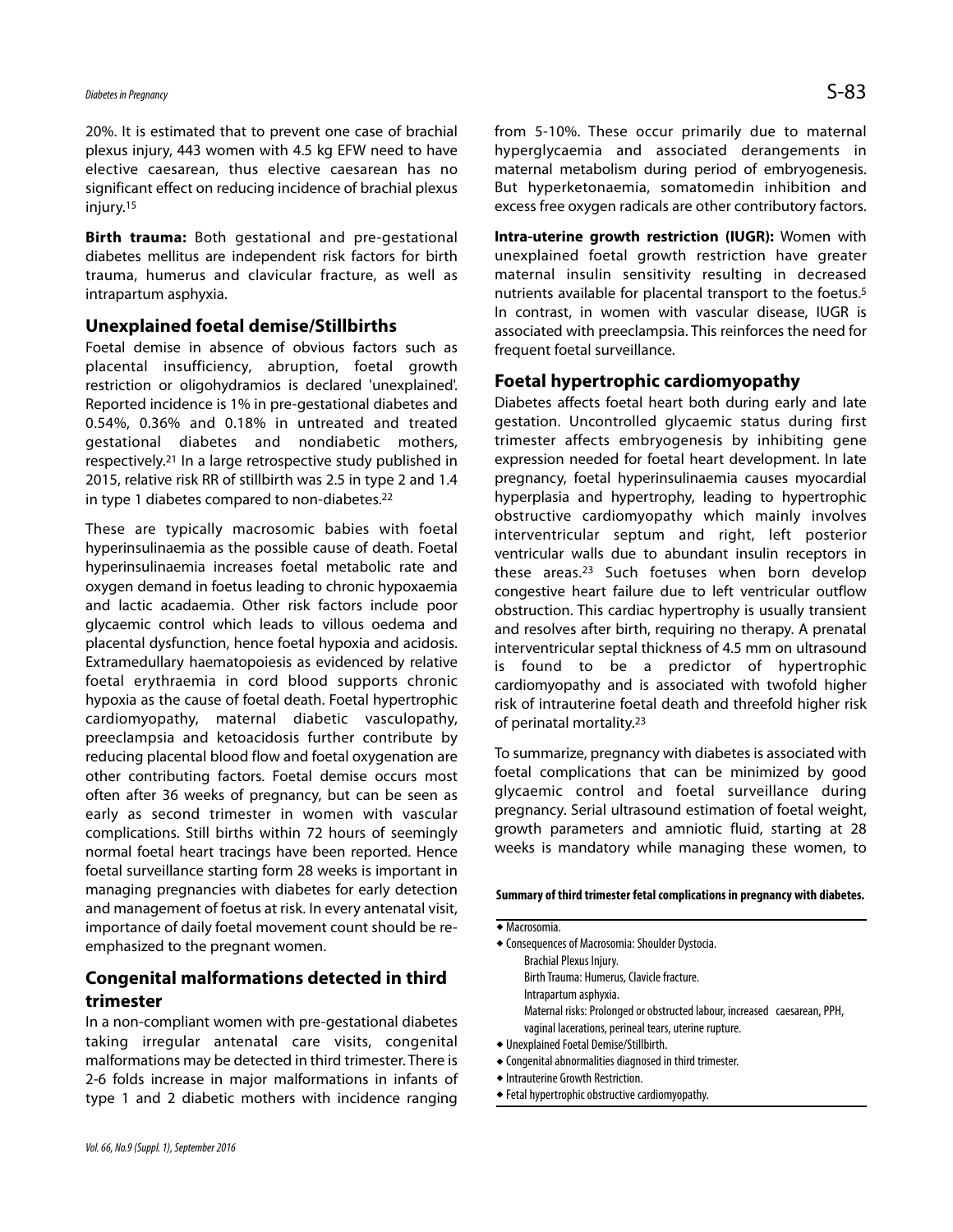20%. It is estimated that to prevent one case of brachial plexus injury, 443 women with 4.5 kg EFW need to have elective caesarean, thus elective caesarean has no significant effect on reducing incidence of brachial plexus injury.[15]

**Birth trauma:** Both gestational and pre-gestational diabetes mellitus are independent risk factors for birth trauma, humerus and clavicular fracture, as well as intrapartum asphyxia.

## Unexplained foetal demise/Stillbirths

Foetal demise in absence of obvious factors such as placental insufficiency, abruption, foetal growth restriction or oligohydramios is declared 'unexplained'. Reported incidence is 1% in pre-gestational diabetes and 0.54%, 0.36% and 0.18% in untreated and treated gestational diabetes and nondiabetic mothers, respectively.[21] In a large retrospective study published in 2015, relative risk RR of stillbirth was 2.5 in type 2 and 1.4 in type 1 diabetes compared to non-diabetes.[22]

These are typically macrosomic babies with foetal hyperinsulinaemia as the possible cause of death. Foetal hyperinsulinaemia increases foetal metabolic rate and oxygen demand in foetus leading to chronic hypoxaemia and lactic acadaemia. Other risk factors include poor glycaemic control which leads to villous oedema and placental dysfunction, hence foetal hypoxia and acidosis. Extramedullary haematopoiesis as evidenced by relative foetal erythraemia in cord blood supports chronic hypoxia as the cause of foetal death. Foetal hypertrophic cardiomyopathy, maternal diabetic vasculopathy, preeclampsia and ketoacidosis further contribute by reducing placental blood flow and foetal oxygenation are other contributing factors. Foetal demise occurs most often after 36 weeks of pregnancy, but can be seen as early as second trimester in women with vascular complications. Still births within 72 hours of seemingly normal foetal heart tracings have been reported. Hence foetal surveillance starting form 28 weeks is important in managing pregnancies with diabetes for early detection and management of foetus at risk. In every antenatal visit, importance of daily foetal movement count should be re-emphasized to the pregnant women.

## Congenital malformations detected in third trimester

In a non-compliant women with pre-gestational diabetes taking irregular antenatal care visits, congenital malformations may be detected in third trimester. There is 2-6 folds increase in major malformations in infants of type 1 and 2 diabetic mothers with incidence ranging from 5-10%. These occur primarily due to maternal hyperglycaemia and associated derangements in maternal metabolism during period of embryogenesis. But hyperketonaemia, somatomedin inhibition and excess free oxygen radicals are other contributory factors.

**Intra-uterine growth restriction (IUGR):** Women with unexplained foetal growth restriction have greater maternal insulin sensitivity resulting in decreased nutrients available for placental transport to the foetus.[5] In contrast, in women with vascular disease, IUGR is associated with preeclampsia. This reinforces the need for frequent foetal surveillance.

## Foetal hypertrophic cardiomyopathy

Diabetes affects foetal heart both during early and late gestation. Uncontrolled glycaemic status during first trimester affects embryogenesis by inhibiting gene expression needed for foetal heart development. In late pregnancy, foetal hyperinsulinaemia causes myocardial hyperplasia and hypertrophy, leading to hypertrophic obstructive cardiomyopathy which mainly involves interventricular septum and right, left posterior ventricular walls due to abundant insulin receptors in these areas.[23] Such foetuses when born develop congestive heart failure due to left ventricular outflow obstruction. This cardiac hypertrophy is usually transient and resolves after birth, requiring no therapy. A prenatal interventricular septal thickness of 4.5 mm on ultrasound is found to be a predictor of hypertrophic cardiomyopathy and is associated with twofold higher risk of intrauterine foetal death and threefold higher risk of perinatal mortality.[23]

To summarize, pregnancy with diabetes is associated with foetal complications that can be minimized by good glycaemic control and foetal surveillance during pregnancy. Serial ultrasound estimation of foetal weight, growth parameters and amniotic fluid, starting at 28 weeks is mandatory while managing these women, to

**Summary of third trimester fetal complications in pregnancy with diabetes.**

- Macrosomia.
- Consequences of Macrosomia: Shoulder Dystocia.
  - Brachial Plexus Injury.
  - Birth Trauma: Humerus, Clavicle fracture.
  - Intrapartum asphyxia.
  - Maternal risks: Prolonged or obstructed labour, increased caesarean, PPH, vaginal lacerations, perineal tears, uterine rupture.
- Unexplained Foetal Demise/Stillbirth.
- Congenital abnormalities diagnosed in third trimester.
- Intrauterine Growth Restriction.
- Fetal hypertrophic obstructive cardiomyopathy.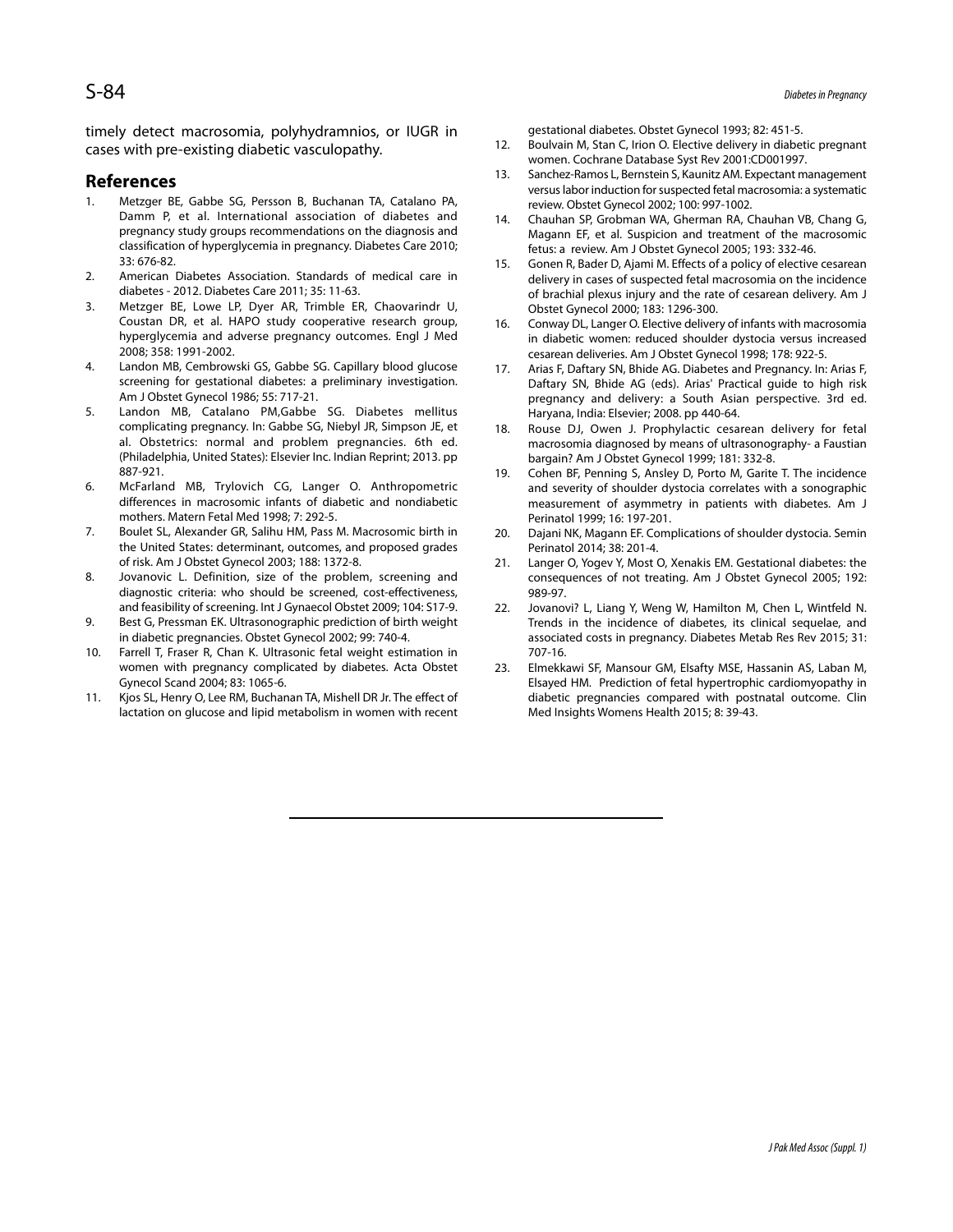timely detect macrosomia, polyhydramnios, or IUGR in cases with pre-existing diabetic vasculopathy.

## References

1. Metzger BE, Gabbe SG, Persson B, Buchanan TA, Catalano PA, Damm P, et al. International association of diabetes and pregnancy study groups recommendations on the diagnosis and classification of hyperglycemia in pregnancy. Diabetes Care 2010; 33: 676-82.
2. American Diabetes Association. Standards of medical care in diabetes - 2012. Diabetes Care 2011; 35: 11-63.
3. Metzger BE, Lowe LP, Dyer AR, Trimble ER, Chaovarindr U, Coustan DR, et al. HAPO study cooperative research group, hyperglycemia and adverse pregnancy outcomes. Engl J Med 2008; 358: 1991-2002.
4. Landon MB, Cembrowski GS, Gabbe SG. Capillary blood glucose screening for gestational diabetes: a preliminary investigation. Am J Obstet Gynecol 1986; 55: 717-21.
5. Landon MB, Catalano PM,Gabbe SG. Diabetes mellitus complicating pregnancy. In: Gabbe SG, Niebyl JR, Simpson JE, et al. Obstetrics: normal and problem pregnancies. 6th ed. (Philadelphia, United States): Elsevier Inc. Indian Reprint; 2013. pp 887-921.
6. McFarland MB, Trylovich CG, Langer O. Anthropometric differences in macrosomic infants of diabetic and nondiabetic mothers. Matern Fetal Med 1998; 7: 292-5.
7. Boulet SL, Alexander GR, Salihu HM, Pass M. Macrosomic birth in the United States: determinant, outcomes, and proposed grades of risk. Am J Obstet Gynecol 2003; 188: 1372-8.
8. Jovanovic L. Definition, size of the problem, screening and diagnostic criteria: who should be screened, cost-effectiveness, and feasibility of screening. Int J Gynaecol Obstet 2009; 104: S17-9.
9. Best G, Pressman EK. Ultrasonographic prediction of birth weight in diabetic pregnancies. Obstet Gynecol 2002; 99: 740-4.
10. Farrell T, Fraser R, Chan K. Ultrasonic fetal weight estimation in women with pregnancy complicated by diabetes. Acta Obstet Gynecol Scand 2004; 83: 1065-6.
11. Kjos SL, Henry O, Lee RM, Buchanan TA, Mishell DR Jr. The effect of lactation on glucose and lipid metabolism in women with recent gestational diabetes. Obstet Gynecol 1993; 82: 451-5.
12. Boulvain M, Stan C, Irion O. Elective delivery in diabetic pregnant women. Cochrane Database Syst Rev 2001:CD001997.
13. Sanchez-Ramos L, Bernstein S, Kaunitz AM. Expectant management versus labor induction for suspected fetal macrosomia: a systematic review. Obstet Gynecol 2002; 100: 997-1002.
14. Chauhan SP, Grobman WA, Gherman RA, Chauhan VB, Chang G, Magann EF, et al. Suspicion and treatment of the macrosomic fetus: a review. Am J Obstet Gynecol 2005; 193: 332-46.
15. Gonen R, Bader D, Ajami M. Effects of a policy of elective cesarean delivery in cases of suspected fetal macrosomia on the incidence of brachial plexus injury and the rate of cesarean delivery. Am J Obstet Gynecol 2000; 183: 1296-300.
16. Conway DL, Langer O. Elective delivery of infants with macrosomia in diabetic women: reduced shoulder dystocia versus increased cesarean deliveries. Am J Obstet Gynecol 1998; 178: 922-5.
17. Arias F, Daftary SN, Bhide AG. Diabetes and Pregnancy. In: Arias F, Daftary SN, Bhide AG (eds). Arias' Practical guide to high risk pregnancy and delivery: a South Asian perspective. 3rd ed. Haryana, India: Elsevier; 2008. pp 440-64.
18. Rouse DJ, Owen J. Prophylactic cesarean delivery for fetal macrosomia diagnosed by means of ultrasonography- a Faustian bargain? Am J Obstet Gynecol 1999; 181: 332-8.
19. Cohen BF, Penning S, Ansley D, Porto M, Garite T. The incidence and severity of shoulder dystocia correlates with a sonographic measurement of asymmetry in patients with diabetes. Am J Perinatol 1999; 16: 197-201.
20. Dajani NK, Magann EF. Complications of shoulder dystocia. Semin Perinatol 2014; 38: 201-4.
21. Langer O, Yogev Y, Most O, Xenakis EM. Gestational diabetes: the consequences of not treating. Am J Obstet Gynecol 2005; 192: 989-97.
22. Jovanovi? L, Liang Y, Weng W, Hamilton M, Chen L, Wintfeld N. Trends in the incidence of diabetes, its clinical sequelae, and associated costs in pregnancy. Diabetes Metab Res Rev 2015; 31: 707-16.
23. Elmekkawi SF, Mansour GM, Elsafty MSE, Hassanin AS, Laban M, Elsayed HM. Prediction of fetal hypertrophic cardiomyopathy in diabetic pregnancies compared with postnatal outcome. Clin Med Insights Womens Health 2015; 8: 39-43.